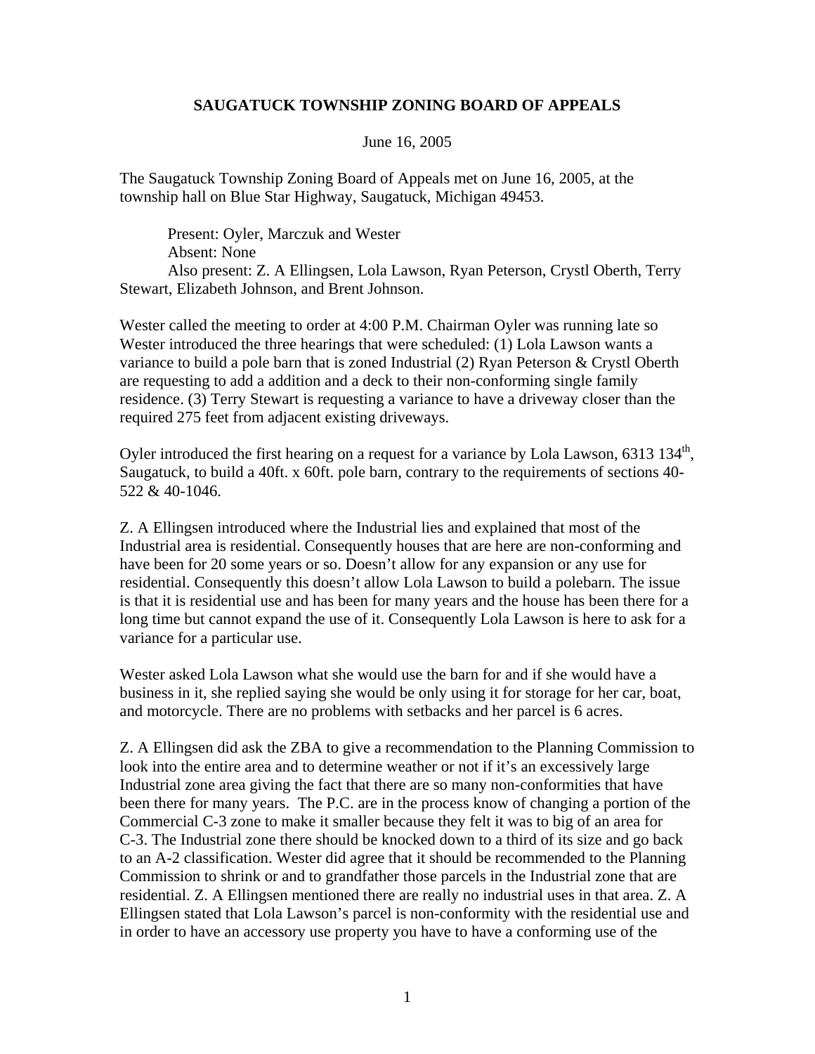# SAUGATUCK TOWNSHIP ZONING BOARD OF APPEALS

June 16, 2005

The Saugatuck Township Zoning Board of Appeals met on June 16, 2005, at the township hall on Blue Star Highway, Saugatuck, Michigan 49453.

Present: Oyler, Marczuk and Wester
Absent: None
Also present: Z. A Ellingsen, Lola Lawson, Ryan Peterson, Crystl Oberth, Terry Stewart, Elizabeth Johnson, and Brent Johnson.

Wester called the meeting to order at 4:00 P.M. Chairman Oyler was running late so Wester introduced the three hearings that were scheduled: (1) Lola Lawson wants a variance to build a pole barn that is zoned Industrial (2) Ryan Peterson & Crystl Oberth are requesting to add a addition and a deck to their non-conforming single family residence. (3) Terry Stewart is requesting a variance to have a driveway closer than the required 275 feet from adjacent existing driveways.

Oyler introduced the first hearing on a request for a variance by Lola Lawson, 6313 134th, Saugatuck, to build a 40ft. x 60ft. pole barn, contrary to the requirements of sections 40-522 & 40-1046.

Z. A Ellingsen introduced where the Industrial lies and explained that most of the Industrial area is residential. Consequently houses that are here are non-conforming and have been for 20 some years or so. Doesn't allow for any expansion or any use for residential. Consequently this doesn't allow Lola Lawson to build a polebarn. The issue is that it is residential use and has been for many years and the house has been there for a long time but cannot expand the use of it. Consequently Lola Lawson is here to ask for a variance for a particular use.

Wester asked Lola Lawson what she would use the barn for and if she would have a business in it, she replied saying she would be only using it for storage for her car, boat, and motorcycle. There are no problems with setbacks and her parcel is 6 acres.

Z. A Ellingsen did ask the ZBA to give a recommendation to the Planning Commission to look into the entire area and to determine weather or not if it's an excessively large Industrial zone area giving the fact that there are so many non-conformities that have been there for many years. The P.C. are in the process know of changing a portion of the Commercial C-3 zone to make it smaller because they felt it was to big of an area for C-3. The Industrial zone there should be knocked down to a third of its size and go back to an A-2 classification. Wester did agree that it should be recommended to the Planning Commission to shrink or and to grandfather those parcels in the Industrial zone that are residential. Z. A Ellingsen mentioned there are really no industrial uses in that area. Z. A Ellingsen stated that Lola Lawson's parcel is non-conformity with the residential use and in order to have an accessory use property you have to have a conforming use of the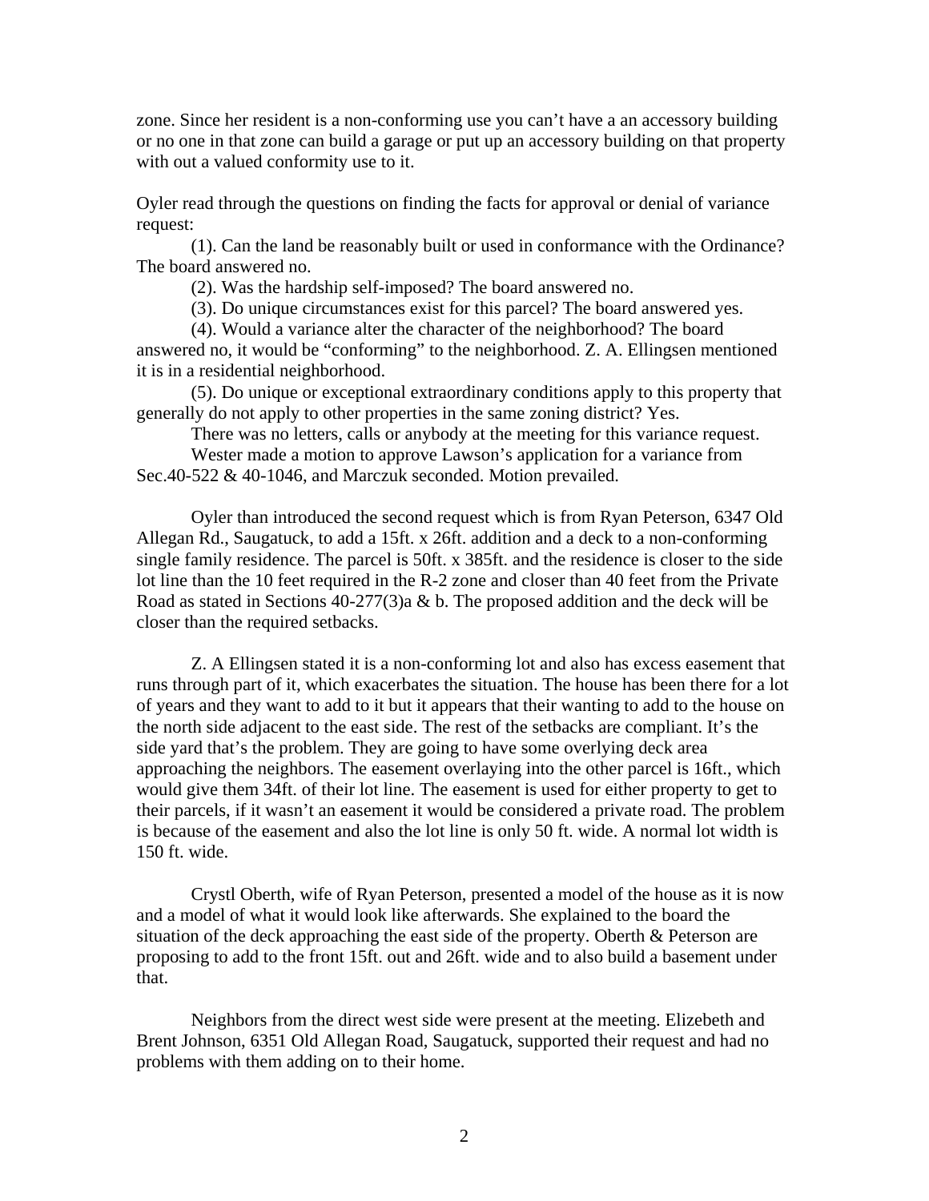zone. Since her resident is a non-conforming use you can't have a an accessory building or no one in that zone can build a garage or put up an accessory building on that property with out a valued conformity use to it.

Oyler read through the questions on finding the facts for approval or denial of variance request:

(1). Can the land be reasonably built or used in conformance with the Ordinance? The board answered no.

(2). Was the hardship self-imposed? The board answered no.

(3). Do unique circumstances exist for this parcel? The board answered yes.

(4). Would a variance alter the character of the neighborhood? The board answered no, it would be "conforming" to the neighborhood. Z. A. Ellingsen mentioned it is in a residential neighborhood.

(5). Do unique or exceptional extraordinary conditions apply to this property that generally do not apply to other properties in the same zoning district? Yes.

There was no letters, calls or anybody at the meeting for this variance request.

Wester made a motion to approve Lawson's application for a variance from Sec.40-522 & 40-1046, and Marczuk seconded. Motion prevailed.

Oyler than introduced the second request which is from Ryan Peterson, 6347 Old Allegan Rd., Saugatuck, to add a 15ft. x 26ft. addition and a deck to a non-conforming single family residence. The parcel is 50ft. x 385ft. and the residence is closer to the side lot line than the 10 feet required in the R-2 zone and closer than 40 feet from the Private Road as stated in Sections 40-277(3)a & b. The proposed addition and the deck will be closer than the required setbacks.

Z. A Ellingsen stated it is a non-conforming lot and also has excess easement that runs through part of it, which exacerbates the situation. The house has been there for a lot of years and they want to add to it but it appears that their wanting to add to the house on the north side adjacent to the east side. The rest of the setbacks are compliant. It's the side yard that's the problem. They are going to have some overlying deck area approaching the neighbors. The easement overlaying into the other parcel is 16ft., which would give them 34ft. of their lot line. The easement is used for either property to get to their parcels, if it wasn't an easement it would be considered a private road. The problem is because of the easement and also the lot line is only 50 ft. wide. A normal lot width is 150 ft. wide.

Crystl Oberth, wife of Ryan Peterson, presented a model of the house as it is now and a model of what it would look like afterwards. She explained to the board the situation of the deck approaching the east side of the property. Oberth & Peterson are proposing to add to the front 15ft. out and 26ft. wide and to also build a basement under that.

Neighbors from the direct west side were present at the meeting. Elizebeth and Brent Johnson, 6351 Old Allegan Road, Saugatuck, supported their request and had no problems with them adding on to their home.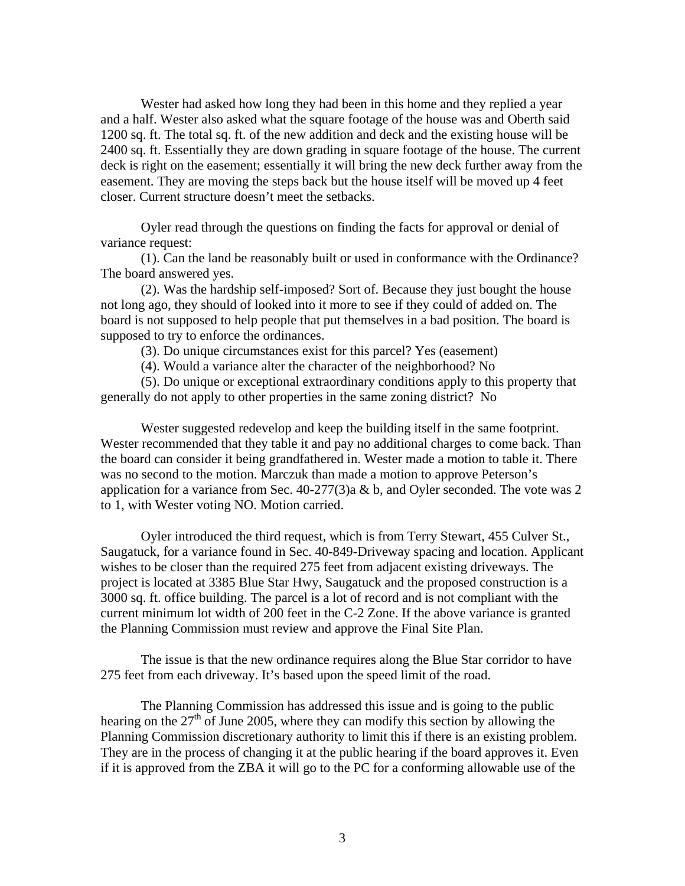Wester had asked how long they had been in this home and they replied a year and a half. Wester also asked what the square footage of the house was and Oberth said 1200 sq. ft. The total sq. ft. of the new addition and deck and the existing house will be 2400 sq. ft. Essentially they are down grading in square footage of the house. The current deck is right on the easement; essentially it will bring the new deck further away from the easement. They are moving the steps back but the house itself will be moved up 4 feet closer. Current structure doesn't meet the setbacks.

Oyler read through the questions on finding the facts for approval or denial of variance request:

(1). Can the land be reasonably built or used in conformance with the Ordinance? The board answered yes.

(2). Was the hardship self-imposed? Sort of. Because they just bought the house not long ago, they should of looked into it more to see if they could of added on. The board is not supposed to help people that put themselves in a bad position. The board is supposed to try to enforce the ordinances.

(3). Do unique circumstances exist for this parcel? Yes (easement)

(4). Would a variance alter the character of the neighborhood? No

(5). Do unique or exceptional extraordinary conditions apply to this property that generally do not apply to other properties in the same zoning district? No

Wester suggested redevelop and keep the building itself in the same footprint. Wester recommended that they table it and pay no additional charges to come back. Than the board can consider it being grandfathered in. Wester made a motion to table it. There was no second to the motion. Marczuk than made a motion to approve Peterson's application for a variance from Sec. 40-277(3)a & b, and Oyler seconded. The vote was 2 to 1, with Wester voting NO. Motion carried.

Oyler introduced the third request, which is from Terry Stewart, 455 Culver St., Saugatuck, for a variance found in Sec. 40-849-Driveway spacing and location. Applicant wishes to be closer than the required 275 feet from adjacent existing driveways. The project is located at 3385 Blue Star Hwy, Saugatuck and the proposed construction is a 3000 sq. ft. office building. The parcel is a lot of record and is not compliant with the current minimum lot width of 200 feet in the C-2 Zone. If the above variance is granted the Planning Commission must review and approve the Final Site Plan.

The issue is that the new ordinance requires along the Blue Star corridor to have 275 feet from each driveway. It's based upon the speed limit of the road.

The Planning Commission has addressed this issue and is going to the public hearing on the 27th of June 2005, where they can modify this section by allowing the Planning Commission discretionary authority to limit this if there is an existing problem. They are in the process of changing it at the public hearing if the board approves it. Even if it is approved from the ZBA it will go to the PC for a conforming allowable use of the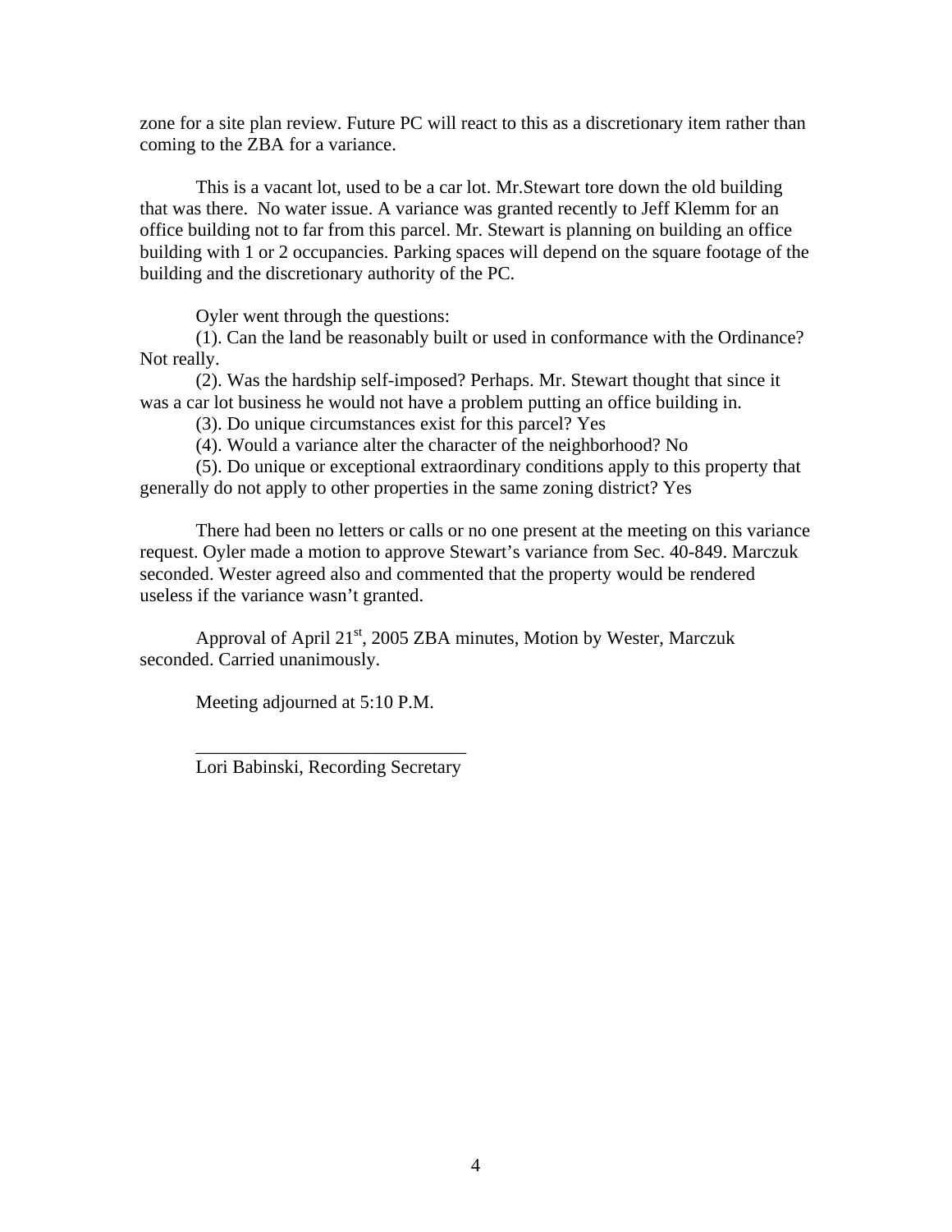zone for a site plan review. Future PC will react to this as a discretionary item rather than coming to the ZBA for a variance.

This is a vacant lot, used to be a car lot. Mr.Stewart tore down the old building that was there. No water issue. A variance was granted recently to Jeff Klemm for an office building not to far from this parcel. Mr. Stewart is planning on building an office building with 1 or 2 occupancies. Parking spaces will depend on the square footage of the building and the discretionary authority of the PC.

Oyler went through the questions:

(1). Can the land be reasonably built or used in conformance with the Ordinance? Not really.

(2). Was the hardship self-imposed? Perhaps. Mr. Stewart thought that since it was a car lot business he would not have a problem putting an office building in.

(3). Do unique circumstances exist for this parcel? Yes

(4). Would a variance alter the character of the neighborhood? No

(5). Do unique or exceptional extraordinary conditions apply to this property that generally do not apply to other properties in the same zoning district? Yes

There had been no letters or calls or no one present at the meeting on this variance request. Oyler made a motion to approve Stewart's variance from Sec. 40-849. Marczuk seconded. Wester agreed also and commented that the property would be rendered useless if the variance wasn't granted.

Approval of April 21st, 2005 ZBA minutes, Motion by Wester, Marczuk seconded. Carried unanimously.

Meeting adjourned at 5:10 P.M.

\_\_\_\_\_\_\_\_\_\_\_\_\_\_\_\_\_\_\_\_\_\_\_\_\_\_\_\_\_\_

Lori Babinski, Recording Secretary